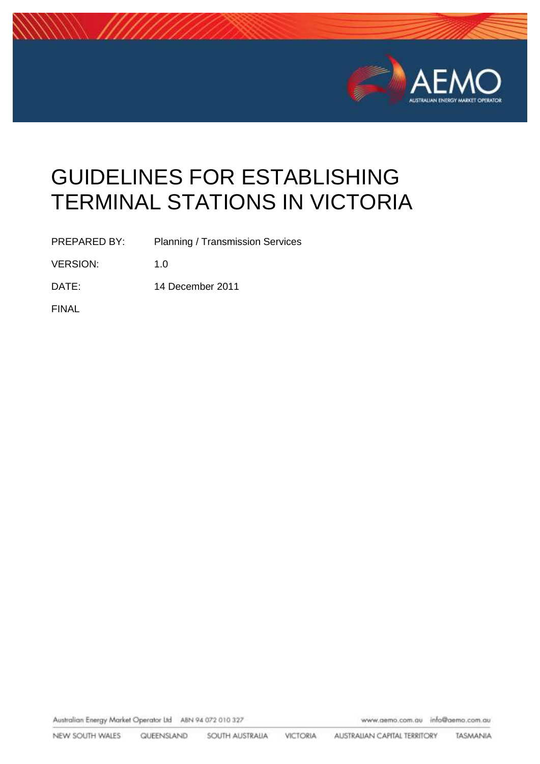# GUIDELINES FOR ESTABLISHING TERMINAL STATIONS IN VICTORIA

PREPARED BY: Planning / Transmission Services

VERSION: 1.0

DATE: 14 December 2011

FINAL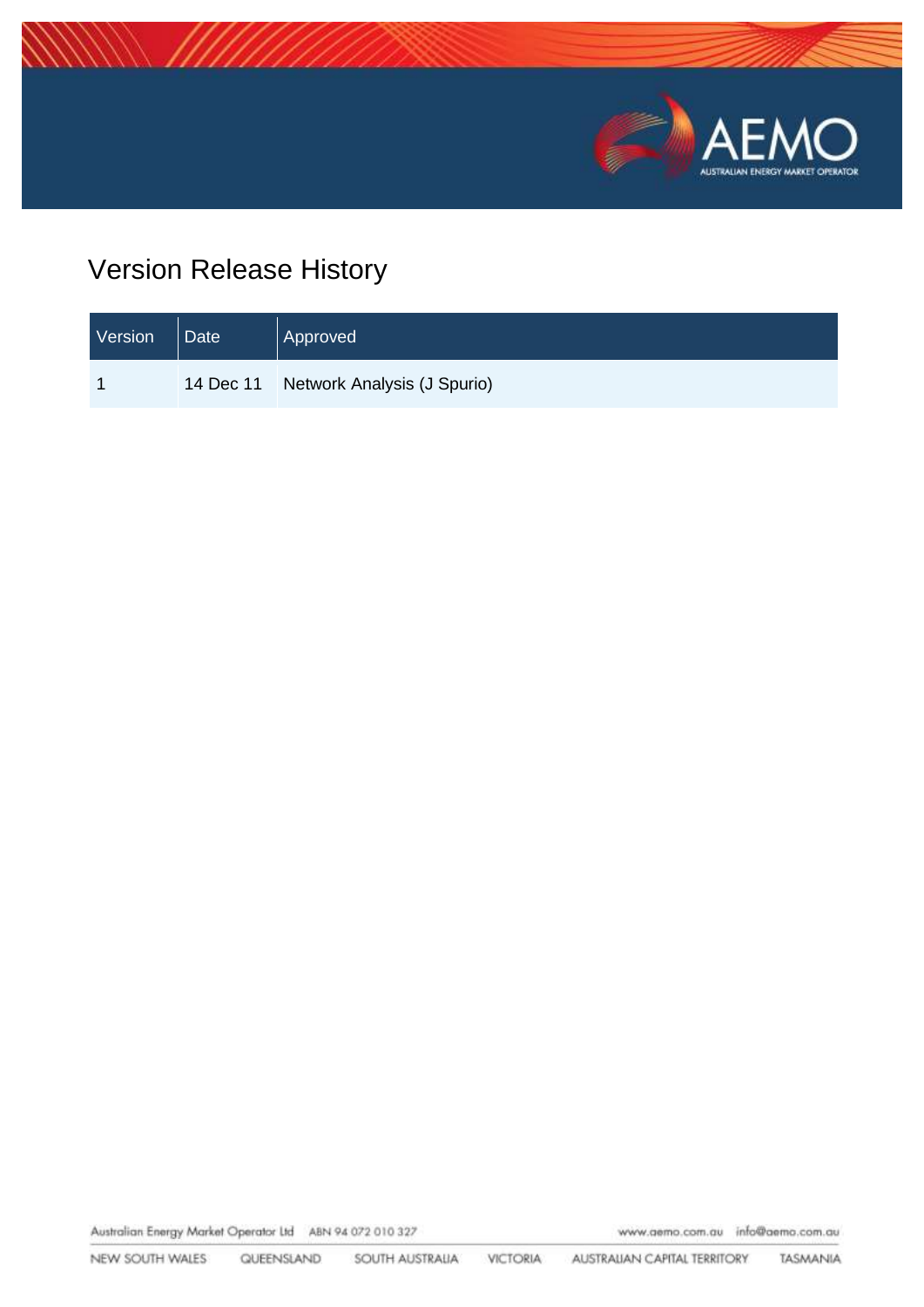# Version Release History

| Version | Date | Approved |
| --- | --- | --- |
| 1 | 14 Dec 11 | Network Analysis (J Spurio) |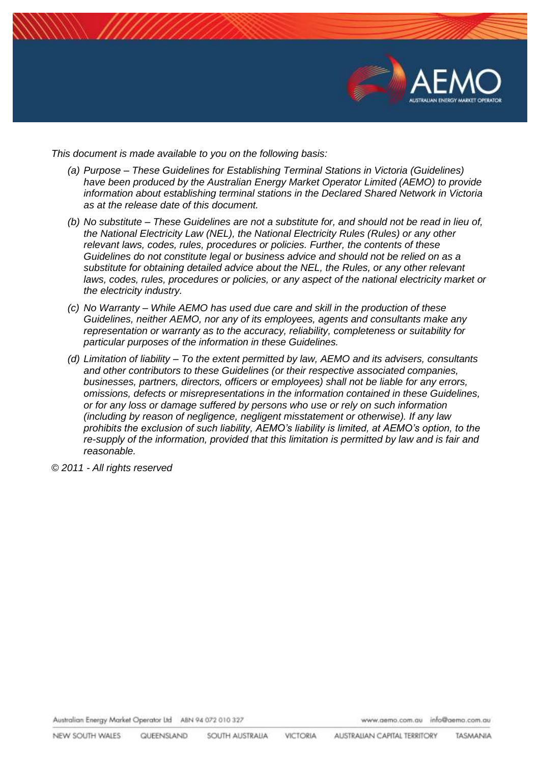*This document is made available to you on the following basis:*

*(a) Purpose – These Guidelines for Establishing Terminal Stations in Victoria (Guidelines) have been produced by the Australian Energy Market Operator Limited (AEMO) to provide information about establishing terminal stations in the Declared Shared Network in Victoria as at the release date of this document.*

*(b) No substitute – These Guidelines are not a substitute for, and should not be read in lieu of, the National Electricity Law (NEL), the National Electricity Rules (Rules) or any other relevant laws, codes, rules, procedures or policies. Further, the contents of these Guidelines do not constitute legal or business advice and should not be relied on as a substitute for obtaining detailed advice about the NEL, the Rules, or any other relevant laws, codes, rules, procedures or policies, or any aspect of the national electricity market or the electricity industry.*

*(c) No Warranty – While AEMO has used due care and skill in the production of these Guidelines, neither AEMO, nor any of its employees, agents and consultants make any representation or warranty as to the accuracy, reliability, completeness or suitability for particular purposes of the information in these Guidelines.*

*(d) Limitation of liability – To the extent permitted by law, AEMO and its advisers, consultants and other contributors to these Guidelines (or their respective associated companies, businesses, partners, directors, officers or employees) shall not be liable for any errors, omissions, defects or misrepresentations in the information contained in these Guidelines, or for any loss or damage suffered by persons who use or rely on such information (including by reason of negligence, negligent misstatement or otherwise). If any law prohibits the exclusion of such liability, AEMO's liability is limited, at AEMO's option, to the re-supply of the information, provided that this limitation is permitted by law and is fair and reasonable.*

*© 2011 - All rights reserved*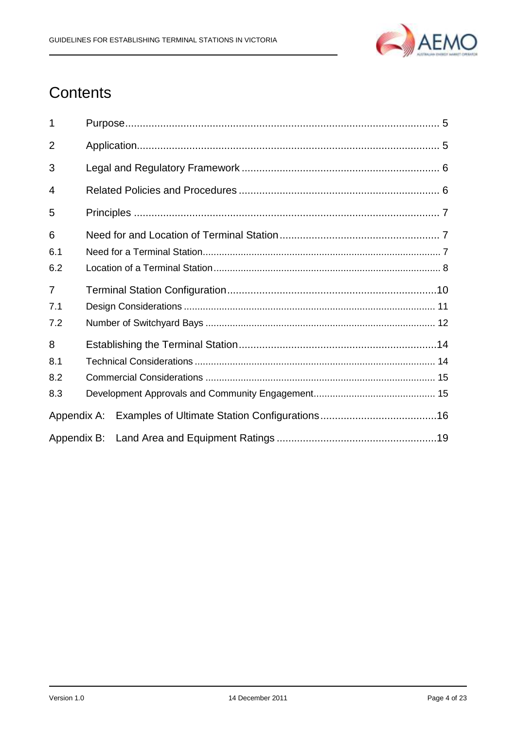# Contents

| | | |
|---|---|---|
| 1 | Purpose | 5 |
| 2 | Application | 5 |
| 3 | Legal and Regulatory Framework | 6 |
| 4 | Related Policies and Procedures | 6 |
| 5 | Principles | 7 |
| 6 | Need for and Location of Terminal Station | 7 |
| 6.1 | Need for a Terminal Station | 7 |
| 6.2 | Location of a Terminal Station | 8 |
| 7 | Terminal Station Configuration | 10 |
| 7.1 | Design Considerations | 11 |
| 7.2 | Number of Switchyard Bays | 12 |
| 8 | Establishing the Terminal Station | 14 |
| 8.1 | Technical Considerations | 14 |
| 8.2 | Commercial Considerations | 15 |
| 8.3 | Development Approvals and Community Engagement | 15 |
| Appendix A: | Examples of Ultimate Station Configurations | 16 |
| Appendix B: | Land Area and Equipment Ratings | 19 |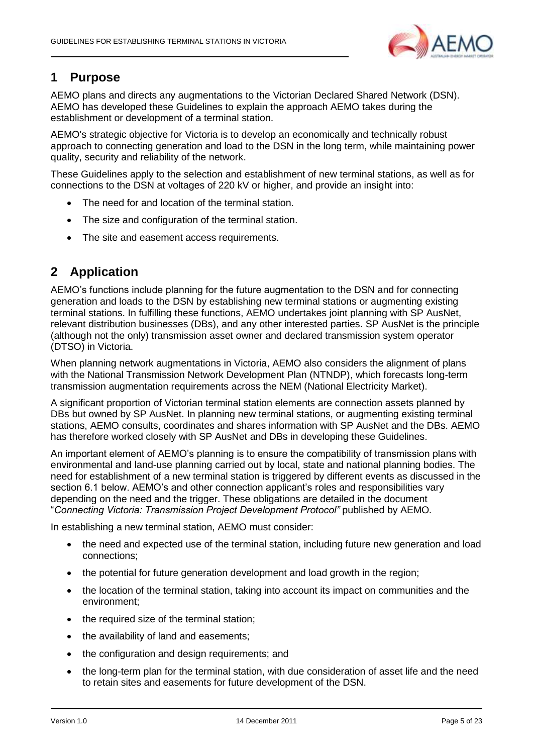# 1 Purpose

AEMO plans and directs any augmentations to the Victorian Declared Shared Network (DSN). AEMO has developed these Guidelines to explain the approach AEMO takes during the establishment or development of a terminal station.

AEMO's strategic objective for Victoria is to develop an economically and technically robust approach to connecting generation and load to the DSN in the long term, while maintaining power quality, security and reliability of the network.

These Guidelines apply to the selection and establishment of new terminal stations, as well as for connections to the DSN at voltages of 220 kV or higher, and provide an insight into:

- The need for and location of the terminal station.
- The size and configuration of the terminal station.
- The site and easement access requirements.

# 2 Application

AEMO's functions include planning for the future augmentation to the DSN and for connecting generation and loads to the DSN by establishing new terminal stations or augmenting existing terminal stations. In fulfilling these functions, AEMO undertakes joint planning with SP AusNet, relevant distribution businesses (DBs), and any other interested parties. SP AusNet is the principle (although not the only) transmission asset owner and declared transmission system operator (DTSO) in Victoria.

When planning network augmentations in Victoria, AEMO also considers the alignment of plans with the National Transmission Network Development Plan (NTNDP), which forecasts long-term transmission augmentation requirements across the NEM (National Electricity Market).

A significant proportion of Victorian terminal station elements are connection assets planned by DBs but owned by SP AusNet. In planning new terminal stations, or augmenting existing terminal stations, AEMO consults, coordinates and shares information with SP AusNet and the DBs. AEMO has therefore worked closely with SP AusNet and DBs in developing these Guidelines.

An important element of AEMO's planning is to ensure the compatibility of transmission plans with environmental and land-use planning carried out by local, state and national planning bodies. The need for establishment of a new terminal station is triggered by different events as discussed in the section 6.1 below. AEMO's and other connection applicant's roles and responsibilities vary depending on the need and the trigger. These obligations are detailed in the document "*Connecting Victoria: Transmission Project Development Protocol"* published by AEMO*.*

In establishing a new terminal station, AEMO must consider:

- the need and expected use of the terminal station, including future new generation and load connections;
- the potential for future generation development and load growth in the region;
- the location of the terminal station, taking into account its impact on communities and the environment;
- the required size of the terminal station;
- the availability of land and easements;
- the configuration and design requirements; and
- the long-term plan for the terminal station, with due consideration of asset life and the need to retain sites and easements for future development of the DSN.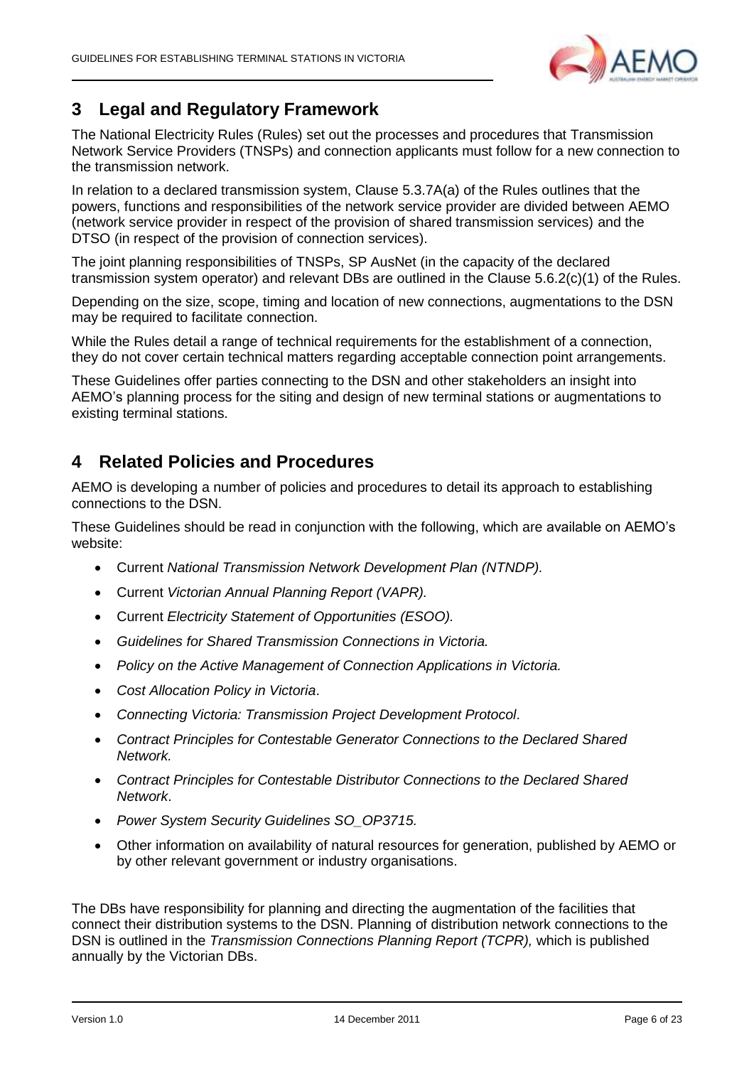## 3 Legal and Regulatory Framework

The National Electricity Rules (Rules) set out the processes and procedures that Transmission Network Service Providers (TNSPs) and connection applicants must follow for a new connection to the transmission network.

In relation to a declared transmission system, Clause 5.3.7A(a) of the Rules outlines that the powers, functions and responsibilities of the network service provider are divided between AEMO (network service provider in respect of the provision of shared transmission services) and the DTSO (in respect of the provision of connection services).

The joint planning responsibilities of TNSPs, SP AusNet (in the capacity of the declared transmission system operator) and relevant DBs are outlined in the Clause 5.6.2(c)(1) of the Rules.

Depending on the size, scope, timing and location of new connections, augmentations to the DSN may be required to facilitate connection.

While the Rules detail a range of technical requirements for the establishment of a connection, they do not cover certain technical matters regarding acceptable connection point arrangements.

These Guidelines offer parties connecting to the DSN and other stakeholders an insight into AEMO's planning process for the siting and design of new terminal stations or augmentations to existing terminal stations.

## 4 Related Policies and Procedures

AEMO is developing a number of policies and procedures to detail its approach to establishing connections to the DSN.

These Guidelines should be read in conjunction with the following, which are available on AEMO's website:

- Current *National Transmission Network Development Plan (NTNDP).*
- Current *Victorian Annual Planning Report (VAPR).*
- Current *Electricity Statement of Opportunities (ESOO).*
- *Guidelines for Shared Transmission Connections in Victoria.*
- *Policy on the Active Management of Connection Applications in Victoria.*
- *Cost Allocation Policy in Victoria*.
- *Connecting Victoria: Transmission Project Development Protocol*.
- *Contract Principles for Contestable Generator Connections to the Declared Shared Network.*
- *Contract Principles for Contestable Distributor Connections to the Declared Shared Network*.
- *Power System Security Guidelines SO_OP3715.*
- Other information on availability of natural resources for generation, published by AEMO or by other relevant government or industry organisations.

The DBs have responsibility for planning and directing the augmentation of the facilities that connect their distribution systems to the DSN. Planning of distribution network connections to the DSN is outlined in the *Transmission Connections Planning Report (TCPR),* which is published annually by the Victorian DBs.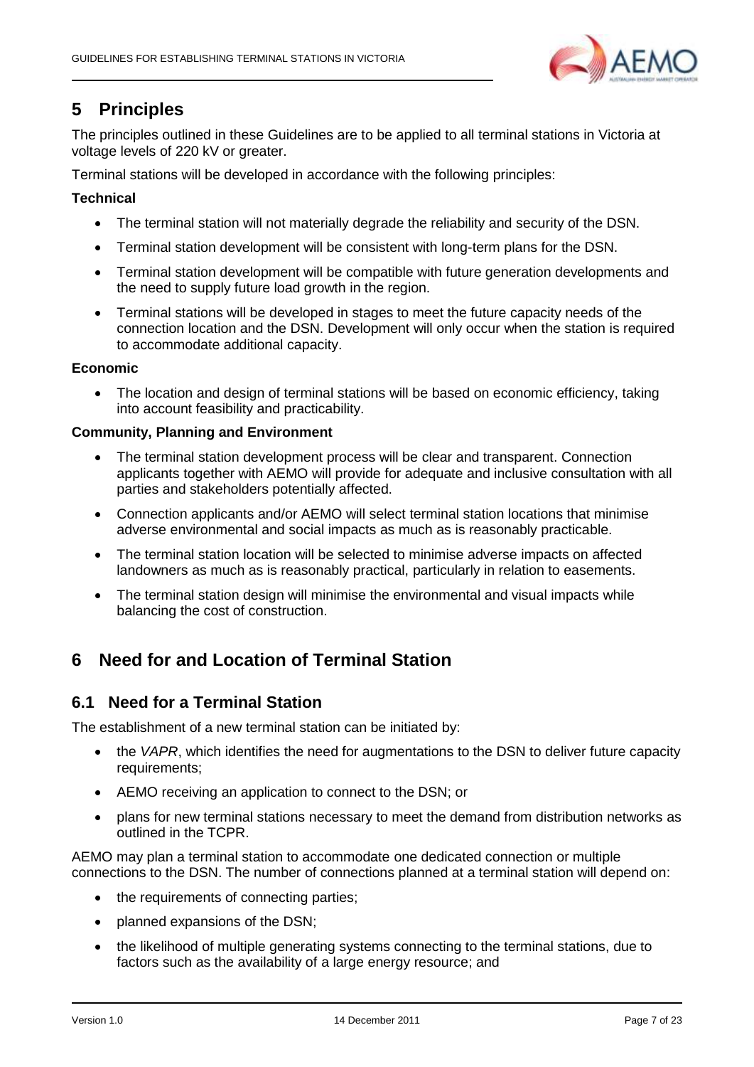# 5 Principles

The principles outlined in these Guidelines are to be applied to all terminal stations in Victoria at voltage levels of 220 kV or greater.

Terminal stations will be developed in accordance with the following principles:

**Technical**

- The terminal station will not materially degrade the reliability and security of the DSN.
- Terminal station development will be consistent with long-term plans for the DSN.
- Terminal station development will be compatible with future generation developments and the need to supply future load growth in the region.
- Terminal stations will be developed in stages to meet the future capacity needs of the connection location and the DSN. Development will only occur when the station is required to accommodate additional capacity.

**Economic**

- The location and design of terminal stations will be based on economic efficiency, taking into account feasibility and practicability.

**Community, Planning and Environment**

- The terminal station development process will be clear and transparent. Connection applicants together with AEMO will provide for adequate and inclusive consultation with all parties and stakeholders potentially affected.
- Connection applicants and/or AEMO will select terminal station locations that minimise adverse environmental and social impacts as much as is reasonably practicable.
- The terminal station location will be selected to minimise adverse impacts on affected landowners as much as is reasonably practical, particularly in relation to easements.
- The terminal station design will minimise the environmental and visual impacts while balancing the cost of construction.

# 6 Need for and Location of Terminal Station

## 6.1 Need for a Terminal Station

The establishment of a new terminal station can be initiated by:

- the *VAPR*, which identifies the need for augmentations to the DSN to deliver future capacity requirements;
- AEMO receiving an application to connect to the DSN; or
- plans for new terminal stations necessary to meet the demand from distribution networks as outlined in the TCPR.

AEMO may plan a terminal station to accommodate one dedicated connection or multiple connections to the DSN. The number of connections planned at a terminal station will depend on:

- the requirements of connecting parties;
- planned expansions of the DSN;
- the likelihood of multiple generating systems connecting to the terminal stations, due to factors such as the availability of a large energy resource; and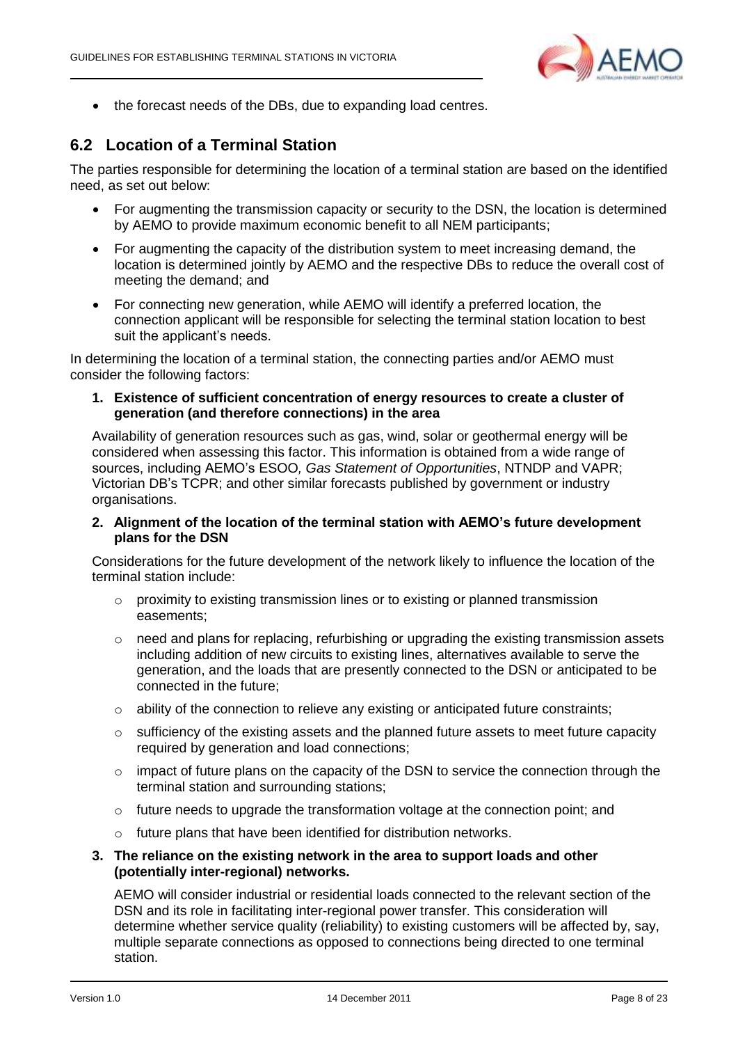- the forecast needs of the DBs, due to expanding load centres.

## 6.2 Location of a Terminal Station

The parties responsible for determining the location of a terminal station are based on the identified need, as set out below:

- For augmenting the transmission capacity or security to the DSN, the location is determined by AEMO to provide maximum economic benefit to all NEM participants;
- For augmenting the capacity of the distribution system to meet increasing demand, the location is determined jointly by AEMO and the respective DBs to reduce the overall cost of meeting the demand; and
- For connecting new generation, while AEMO will identify a preferred location, the connection applicant will be responsible for selecting the terminal station location to best suit the applicant's needs.

In determining the location of a terminal station, the connecting parties and/or AEMO must consider the following factors:

1. **Existence of sufficient concentration of energy resources to create a cluster of generation (and therefore connections) in the area**

   Availability of generation resources such as gas, wind, solar or geothermal energy will be considered when assessing this factor. This information is obtained from a wide range of sources, including AEMO's ESOO, *Gas Statement of Opportunities*, NTNDP and VAPR; Victorian DB's TCPR; and other similar forecasts published by government or industry organisations.

2. **Alignment of the location of the terminal station with AEMO's future development plans for the DSN**

   Considerations for the future development of the network likely to influence the location of the terminal station include:

   - proximity to existing transmission lines or to existing or planned transmission easements;
   - need and plans for replacing, refurbishing or upgrading the existing transmission assets including addition of new circuits to existing lines, alternatives available to serve the generation, and the loads that are presently connected to the DSN or anticipated to be connected in the future;
   - ability of the connection to relieve any existing or anticipated future constraints;
   - sufficiency of the existing assets and the planned future assets to meet future capacity required by generation and load connections;
   - impact of future plans on the capacity of the DSN to service the connection through the terminal station and surrounding stations;
   - future needs to upgrade the transformation voltage at the connection point; and
   - future plans that have been identified for distribution networks.

3. **The reliance on the existing network in the area to support loads and other (potentially inter-regional) networks.**

   AEMO will consider industrial or residential loads connected to the relevant section of the DSN and its role in facilitating inter-regional power transfer. This consideration will determine whether service quality (reliability) to existing customers will be affected by, say, multiple separate connections as opposed to connections being directed to one terminal station.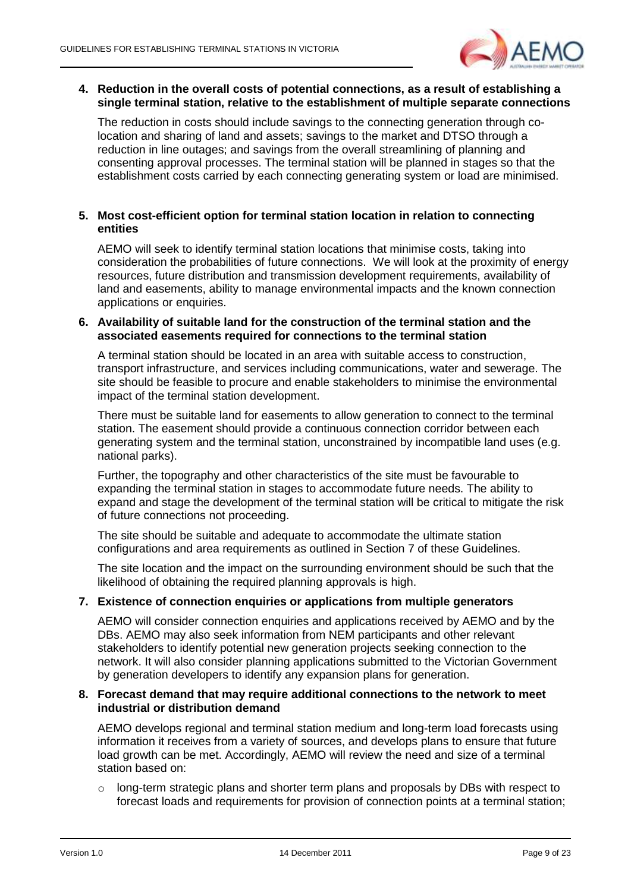**4. Reduction in the overall costs of potential connections, as a result of establishing a single terminal station, relative to the establishment of multiple separate connections**

The reduction in costs should include savings to the connecting generation through co-location and sharing of land and assets; savings to the market and DTSO through a reduction in line outages; and savings from the overall streamlining of planning and consenting approval processes. The terminal station will be planned in stages so that the establishment costs carried by each connecting generating system or load are minimised.

**5. Most cost-efficient option for terminal station location in relation to connecting entities**

AEMO will seek to identify terminal station locations that minimise costs, taking into consideration the probabilities of future connections. We will look at the proximity of energy resources, future distribution and transmission development requirements, availability of land and easements, ability to manage environmental impacts and the known connection applications or enquiries.

**6. Availability of suitable land for the construction of the terminal station and the associated easements required for connections to the terminal station**

A terminal station should be located in an area with suitable access to construction, transport infrastructure, and services including communications, water and sewerage. The site should be feasible to procure and enable stakeholders to minimise the environmental impact of the terminal station development.

There must be suitable land for easements to allow generation to connect to the terminal station. The easement should provide a continuous connection corridor between each generating system and the terminal station, unconstrained by incompatible land uses (e.g. national parks).

Further, the topography and other characteristics of the site must be favourable to expanding the terminal station in stages to accommodate future needs. The ability to expand and stage the development of the terminal station will be critical to mitigate the risk of future connections not proceeding.

The site should be suitable and adequate to accommodate the ultimate station configurations and area requirements as outlined in Section 7 of these Guidelines.

The site location and the impact on the surrounding environment should be such that the likelihood of obtaining the required planning approvals is high.

**7. Existence of connection enquiries or applications from multiple generators**

AEMO will consider connection enquiries and applications received by AEMO and by the DBs. AEMO may also seek information from NEM participants and other relevant stakeholders to identify potential new generation projects seeking connection to the network. It will also consider planning applications submitted to the Victorian Government by generation developers to identify any expansion plans for generation.

**8. Forecast demand that may require additional connections to the network to meet industrial or distribution demand**

AEMO develops regional and terminal station medium and long-term load forecasts using information it receives from a variety of sources, and develops plans to ensure that future load growth can be met. Accordingly, AEMO will review the need and size of a terminal station based on:

- long-term strategic plans and shorter term plans and proposals by DBs with respect to forecast loads and requirements for provision of connection points at a terminal station;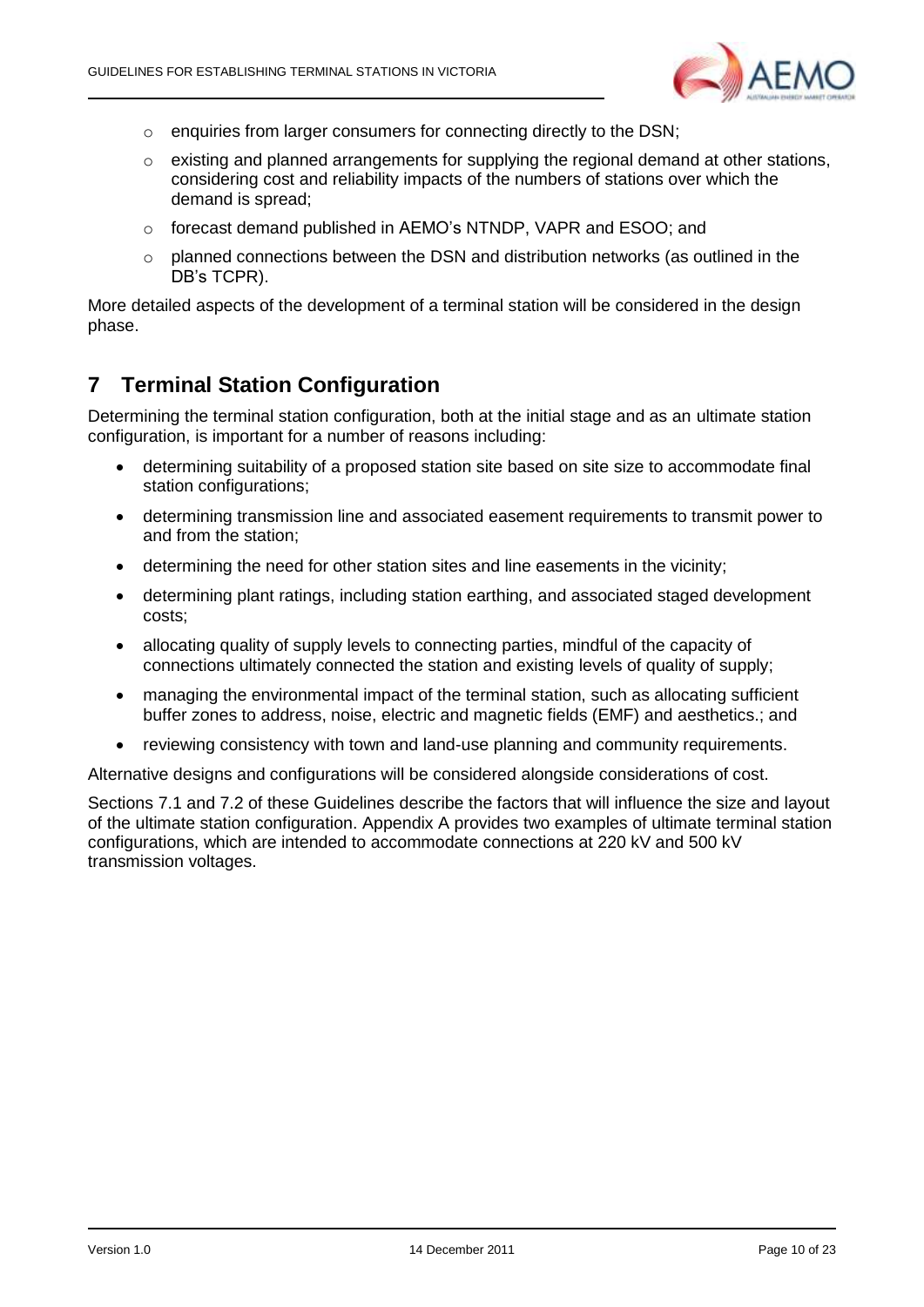- enquiries from larger consumers for connecting directly to the DSN;
  - existing and planned arrangements for supplying the regional demand at other stations, considering cost and reliability impacts of the numbers of stations over which the demand is spread;
  - forecast demand published in AEMO's NTNDP, VAPR and ESOO; and
  - planned connections between the DSN and distribution networks (as outlined in the DB's TCPR).

More detailed aspects of the development of a terminal station will be considered in the design phase.

# 7 Terminal Station Configuration

Determining the terminal station configuration, both at the initial stage and as an ultimate station configuration, is important for a number of reasons including:

- determining suitability of a proposed station site based on site size to accommodate final station configurations;
- determining transmission line and associated easement requirements to transmit power to and from the station;
- determining the need for other station sites and line easements in the vicinity;
- determining plant ratings, including station earthing, and associated staged development costs;
- allocating quality of supply levels to connecting parties, mindful of the capacity of connections ultimately connected the station and existing levels of quality of supply;
- managing the environmental impact of the terminal station, such as allocating sufficient buffer zones to address, noise, electric and magnetic fields (EMF) and aesthetics.; and
- reviewing consistency with town and land-use planning and community requirements.

Alternative designs and configurations will be considered alongside considerations of cost.

Sections 7.1 and 7.2 of these Guidelines describe the factors that will influence the size and layout of the ultimate station configuration. Appendix A provides two examples of ultimate terminal station configurations, which are intended to accommodate connections at 220 kV and 500 kV transmission voltages.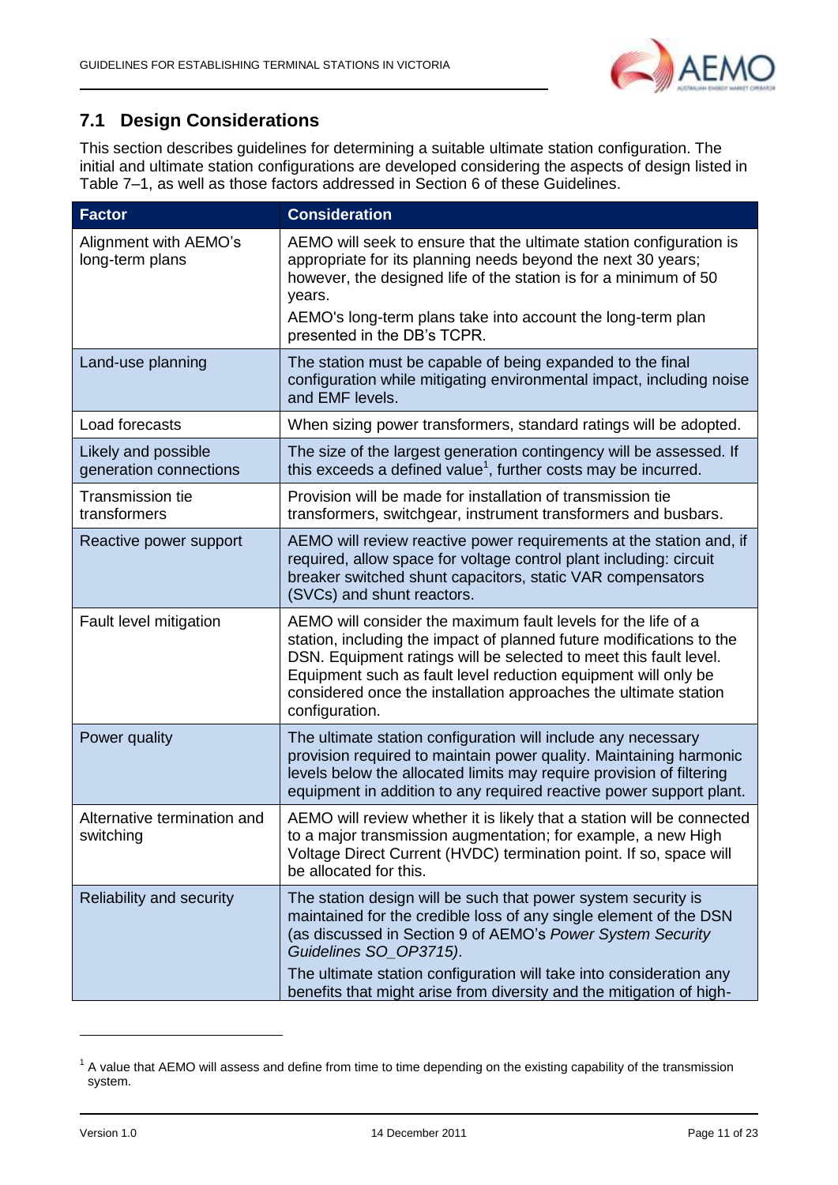## 7.1 Design Considerations

This section describes guidelines for determining a suitable ultimate station configuration. The initial and ultimate station configurations are developed considering the aspects of design listed in Table 7–1, as well as those factors addressed in Section 6 of these Guidelines.

| Factor | Consideration |
|---|---|
| Alignment with AEMO's long-term plans | AEMO will seek to ensure that the ultimate station configuration is appropriate for its planning needs beyond the next 30 years; however, the designed life of the station is for a minimum of 50 years.<br>AEMO's long-term plans take into account the long-term plan presented in the DB's TCPR. |
| Land-use planning | The station must be capable of being expanded to the final configuration while mitigating environmental impact, including noise and EMF levels. |
| Load forecasts | When sizing power transformers, standard ratings will be adopted. |
| Likely and possible generation connections | The size of the largest generation contingency will be assessed. If this exceeds a defined value[1], further costs may be incurred. |
| Transmission tie transformers | Provision will be made for installation of transmission tie transformers, switchgear, instrument transformers and busbars. |
| Reactive power support | AEMO will review reactive power requirements at the station and, if required, allow space for voltage control plant including: circuit breaker switched shunt capacitors, static VAR compensators (SVCs) and shunt reactors. |
| Fault level mitigation | AEMO will consider the maximum fault levels for the life of a station, including the impact of planned future modifications to the DSN. Equipment ratings will be selected to meet this fault level. Equipment such as fault level reduction equipment will only be considered once the installation approaches the ultimate station configuration. |
| Power quality | The ultimate station configuration will include any necessary provision required to maintain power quality. Maintaining harmonic levels below the allocated limits may require provision of filtering equipment in addition to any required reactive power support plant. |
| Alternative termination and switching | AEMO will review whether it is likely that a station will be connected to a major transmission augmentation; for example, a new High Voltage Direct Current (HVDC) termination point. If so, space will be allocated for this. |
| Reliability and security | The station design will be such that power system security is maintained for the credible loss of any single element of the DSN (as discussed in Section 9 of AEMO's *Power System Security Guidelines SO_OP3715)*.<br>The ultimate station configuration will take into consideration any benefits that might arise from diversity and the mitigation of high- |

[1] A value that AEMO will assess and define from time to time depending on the existing capability of the transmission system.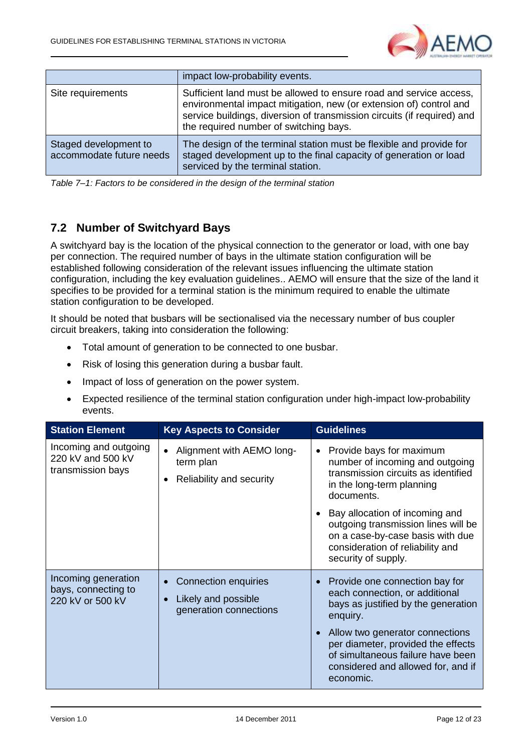| | |
|---|---|
| | impact low-probability events. |
| Site requirements | Sufficient land must be allowed to ensure road and service access, environmental impact mitigation, new (or extension of) control and service buildings, diversion of transmission circuits (if required) and the required number of switching bays. |
| Staged development to accommodate future needs | The design of the terminal station must be flexible and provide for staged development up to the final capacity of generation or load serviced by the terminal station. |

*Table 7–1: Factors to be considered in the design of the terminal station*

## 7.2 Number of Switchyard Bays

A switchyard bay is the location of the physical connection to the generator or load, with one bay per connection. The required number of bays in the ultimate station configuration will be established following consideration of the relevant issues influencing the ultimate station configuration, including the key evaluation guidelines.. AEMO will ensure that the size of the land it specifies to be provided for a terminal station is the minimum required to enable the ultimate station configuration to be developed.

It should be noted that busbars will be sectionalised via the necessary number of bus coupler circuit breakers, taking into consideration the following:

- Total amount of generation to be connected to one busbar.
- Risk of losing this generation during a busbar fault.
- Impact of loss of generation on the power system.
- Expected resilience of the terminal station configuration under high-impact low-probability events.

| Station Element | Key Aspects to Consider | Guidelines |
|---|---|---|
| Incoming and outgoing 220 kV and 500 kV transmission bays | • Alignment with AEMO long-term plan<br>• Reliability and security | • Provide bays for maximum number of incoming and outgoing transmission circuits as identified in the long-term planning documents.<br>• Bay allocation of incoming and outgoing transmission lines will be on a case-by-case basis with due consideration of reliability and security of supply. |
| Incoming generation bays, connecting to 220 kV or 500 kV | • Connection enquiries<br>• Likely and possible generation connections | • Provide one connection bay for each connection, or additional bays as justified by the generation enquiry.<br>• Allow two generator connections per diameter, provided the effects of simultaneous failure have been considered and allowed for, and if economic. |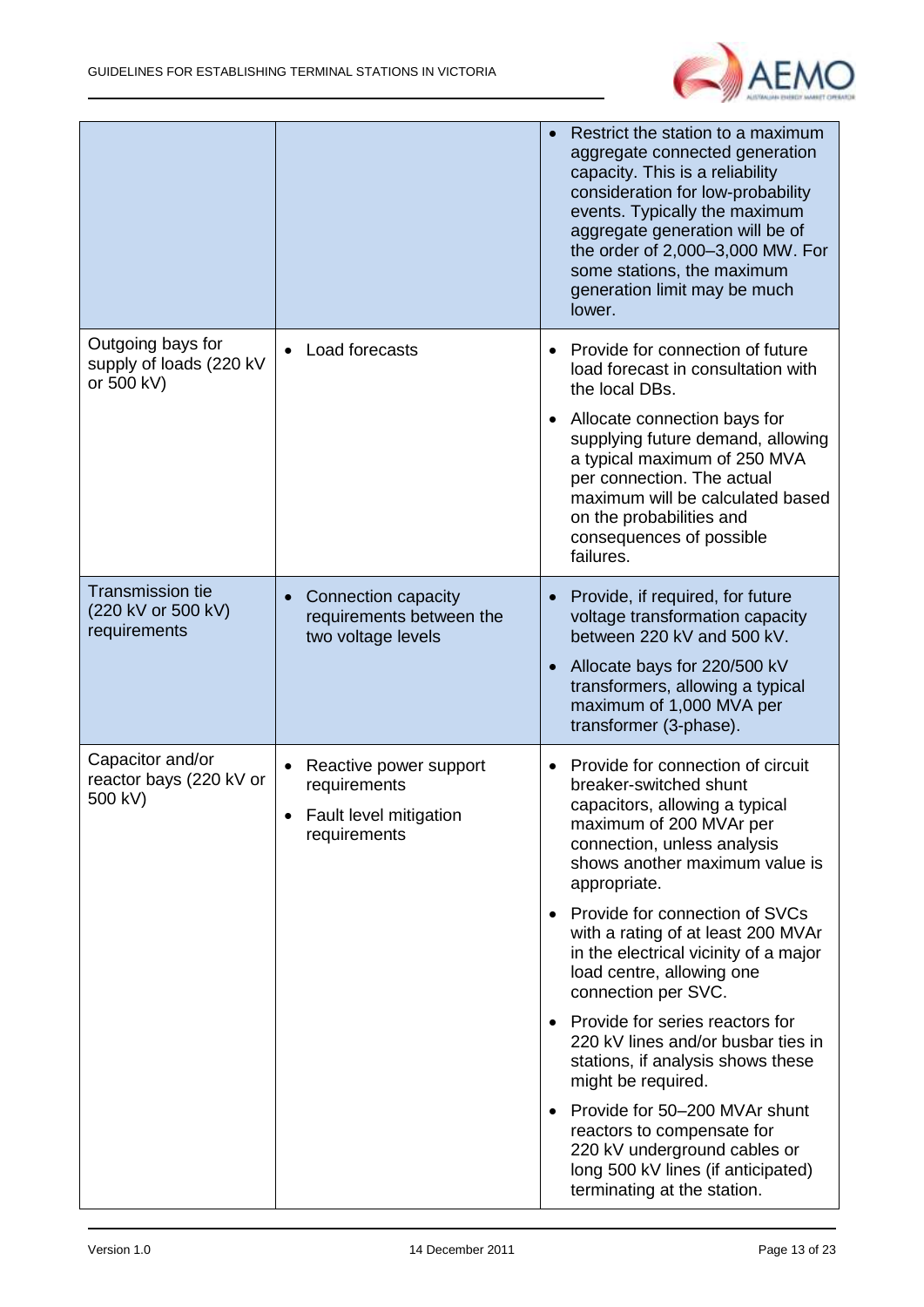| | | |
|---|---|---|
| | | • Restrict the station to a maximum aggregate connected generation capacity. This is a reliability consideration for low-probability events. Typically the maximum aggregate generation will be of the order of 2,000–3,000 MW. For some stations, the maximum generation limit may be much lower. |
| Outgoing bays for supply of loads (220 kV or 500 kV) | • Load forecasts | • Provide for connection of future load forecast in consultation with the local DBs.<br>• Allocate connection bays for supplying future demand, allowing a typical maximum of 250 MVA per connection. The actual maximum will be calculated based on the probabilities and consequences of possible failures. |
| Transmission tie (220 kV or 500 kV) requirements | • Connection capacity requirements between the two voltage levels | • Provide, if required, for future voltage transformation capacity between 220 kV and 500 kV.<br>• Allocate bays for 220/500 kV transformers, allowing a typical maximum of 1,000 MVA per transformer (3-phase). |
| Capacitor and/or reactor bays (220 kV or 500 kV) | • Reactive power support requirements<br>• Fault level mitigation requirements | • Provide for connection of circuit breaker-switched shunt capacitors, allowing a typical maximum of 200 MVAr per connection, unless analysis shows another maximum value is appropriate.<br>• Provide for connection of SVCs with a rating of at least 200 MVAr in the electrical vicinity of a major load centre, allowing one connection per SVC.<br>• Provide for series reactors for 220 kV lines and/or busbar ties in stations, if analysis shows these might be required.<br>• Provide for 50–200 MVAr shunt reactors to compensate for 220 kV underground cables or long 500 kV lines (if anticipated) terminating at the station. |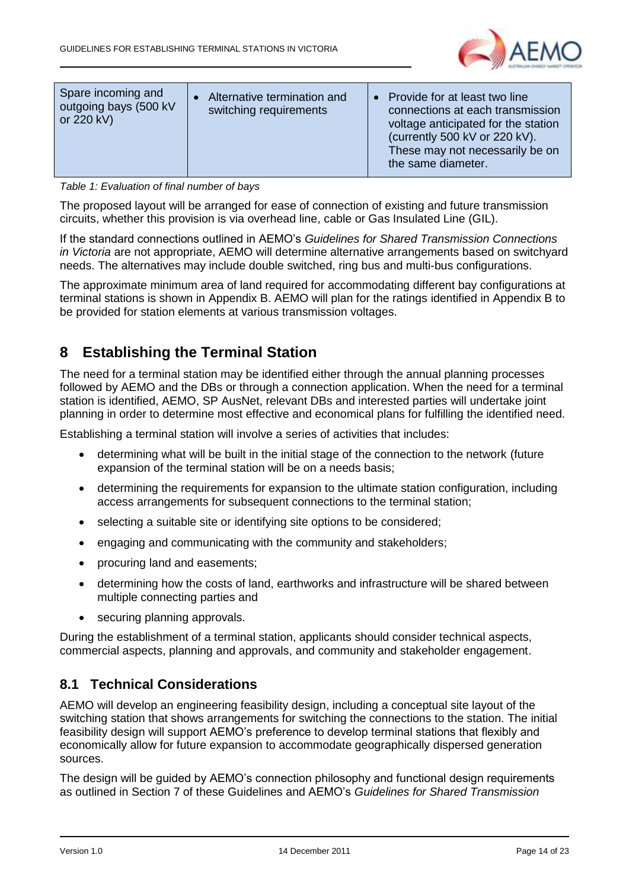| Spare incoming and outgoing bays (500 kV or 220 kV) | • Alternative termination and switching requirements | • Provide for at least two line connections at each transmission voltage anticipated for the station (currently 500 kV or 220 kV). These may not necessarily be on the same diameter. |
|---|---|---|

*Table 1: Evaluation of final number of bays*

The proposed layout will be arranged for ease of connection of existing and future transmission circuits, whether this provision is via overhead line, cable or Gas Insulated Line (GIL).

If the standard connections outlined in AEMO's *Guidelines for Shared Transmission Connections in Victoria* are not appropriate, AEMO will determine alternative arrangements based on switchyard needs. The alternatives may include double switched, ring bus and multi-bus configurations.

The approximate minimum area of land required for accommodating different bay configurations at terminal stations is shown in Appendix B. AEMO will plan for the ratings identified in Appendix B to be provided for station elements at various transmission voltages.

# 8 Establishing the Terminal Station

The need for a terminal station may be identified either through the annual planning processes followed by AEMO and the DBs or through a connection application. When the need for a terminal station is identified, AEMO, SP AusNet, relevant DBs and interested parties will undertake joint planning in order to determine most effective and economical plans for fulfilling the identified need.

Establishing a terminal station will involve a series of activities that includes:

- determining what will be built in the initial stage of the connection to the network (future expansion of the terminal station will be on a needs basis;
- determining the requirements for expansion to the ultimate station configuration, including access arrangements for subsequent connections to the terminal station;
- selecting a suitable site or identifying site options to be considered;
- engaging and communicating with the community and stakeholders;
- procuring land and easements;
- determining how the costs of land, earthworks and infrastructure will be shared between multiple connecting parties and
- securing planning approvals.

During the establishment of a terminal station, applicants should consider technical aspects, commercial aspects, planning and approvals, and community and stakeholder engagement.

## 8.1 Technical Considerations

AEMO will develop an engineering feasibility design, including a conceptual site layout of the switching station that shows arrangements for switching the connections to the station. The initial feasibility design will support AEMO's preference to develop terminal stations that flexibly and economically allow for future expansion to accommodate geographically dispersed generation sources.

The design will be guided by AEMO's connection philosophy and functional design requirements as outlined in Section 7 of these Guidelines and AEMO's *Guidelines for Shared Transmission*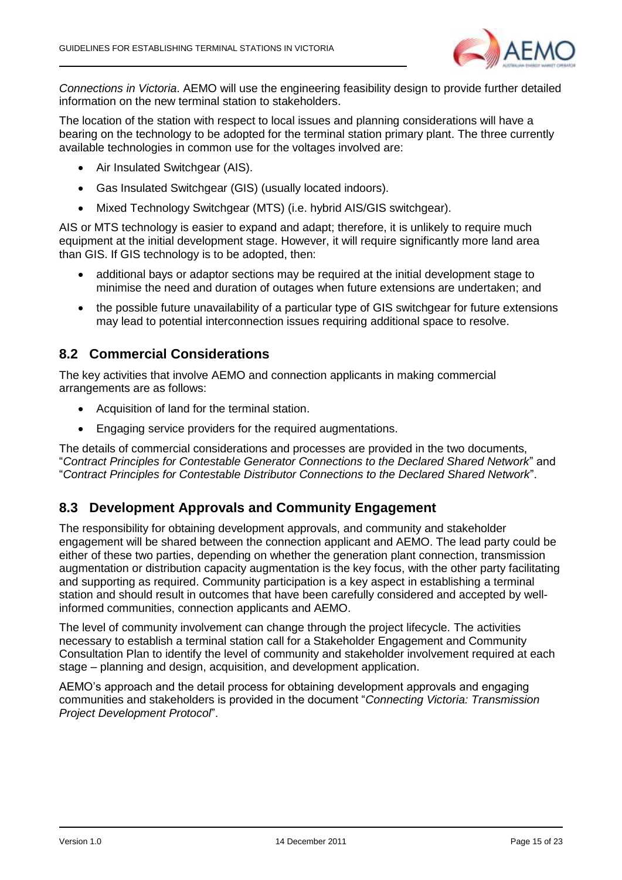*Connections in Victoria*. AEMO will use the engineering feasibility design to provide further detailed information on the new terminal station to stakeholders.

The location of the station with respect to local issues and planning considerations will have a bearing on the technology to be adopted for the terminal station primary plant. The three currently available technologies in common use for the voltages involved are:

- Air Insulated Switchgear (AIS).
- Gas Insulated Switchgear (GIS) (usually located indoors).
- Mixed Technology Switchgear (MTS) (i.e. hybrid AIS/GIS switchgear).

AIS or MTS technology is easier to expand and adapt; therefore, it is unlikely to require much equipment at the initial development stage. However, it will require significantly more land area than GIS. If GIS technology is to be adopted, then:

- additional bays or adaptor sections may be required at the initial development stage to minimise the need and duration of outages when future extensions are undertaken; and
- the possible future unavailability of a particular type of GIS switchgear for future extensions may lead to potential interconnection issues requiring additional space to resolve.

## 8.2 Commercial Considerations

The key activities that involve AEMO and connection applicants in making commercial arrangements are as follows:

- Acquisition of land for the terminal station.
- Engaging service providers for the required augmentations.

The details of commercial considerations and processes are provided in the two documents, "*Contract Principles for Contestable Generator Connections to the Declared Shared Network*" and "*Contract Principles for Contestable Distributor Connections to the Declared Shared Network*".

## 8.3 Development Approvals and Community Engagement

The responsibility for obtaining development approvals, and community and stakeholder engagement will be shared between the connection applicant and AEMO. The lead party could be either of these two parties, depending on whether the generation plant connection, transmission augmentation or distribution capacity augmentation is the key focus, with the other party facilitating and supporting as required. Community participation is a key aspect in establishing a terminal station and should result in outcomes that have been carefully considered and accepted by well-informed communities, connection applicants and AEMO.

The level of community involvement can change through the project lifecycle. The activities necessary to establish a terminal station call for a Stakeholder Engagement and Community Consultation Plan to identify the level of community and stakeholder involvement required at each stage – planning and design, acquisition, and development application.

AEMO's approach and the detail process for obtaining development approvals and engaging communities and stakeholders is provided in the document "*Connecting Victoria: Transmission Project Development Protocol*".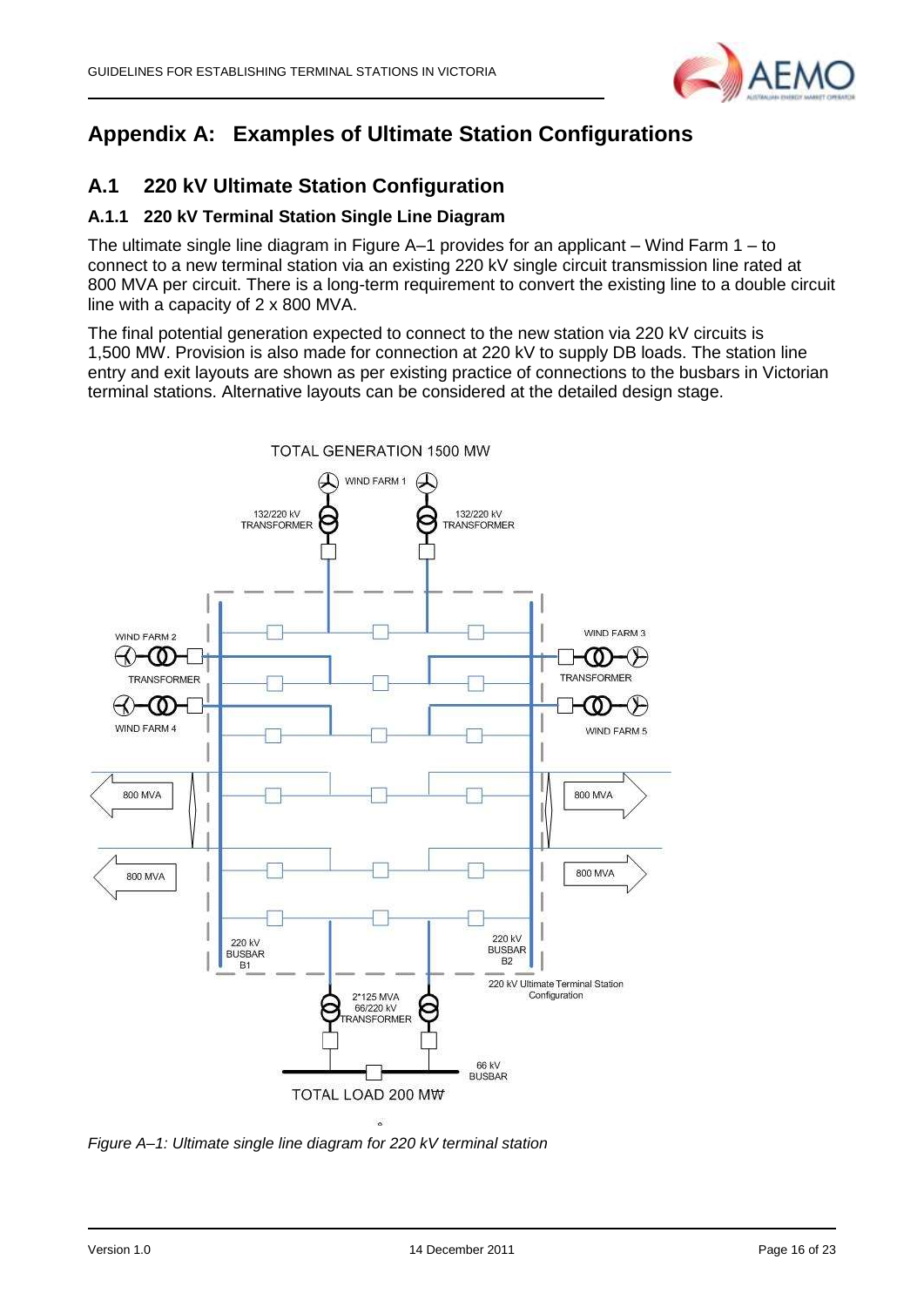# Appendix A: Examples of Ultimate Station Configurations

## A.1 220 kV Ultimate Station Configuration

### A.1.1 220 kV Terminal Station Single Line Diagram

The ultimate single line diagram in Figure A–1 provides for an applicant – Wind Farm 1 – to connect to a new terminal station via an existing 220 kV single circuit transmission line rated at 800 MVA per circuit. There is a long-term requirement to convert the existing line to a double circuit line with a capacity of 2 x 800 MVA.

The final potential generation expected to connect to the new station via 220 kV circuits is 1,500 MW. Provision is also made for connection at 220 kV to supply DB loads. The station line entry and exit layouts are shown as per existing practice of connections to the busbars in Victorian terminal stations. Alternative layouts can be considered at the detailed design stage.

*Figure A–1: Ultimate single line diagram for 220 kV terminal station*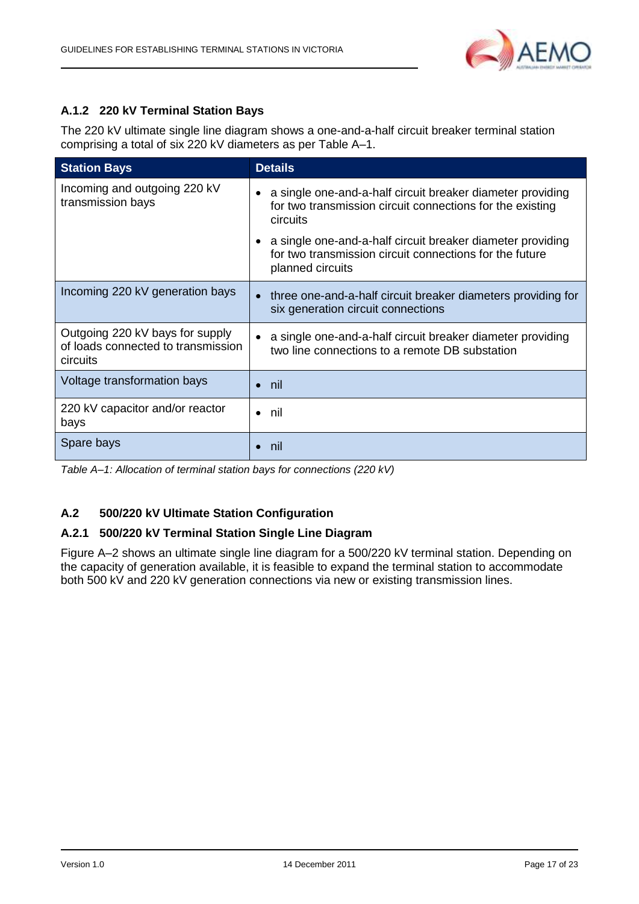### A.1.2 220 kV Terminal Station Bays

The 220 kV ultimate single line diagram shows a one-and-a-half circuit breaker terminal station comprising a total of six 220 kV diameters as per Table A–1.

| Station Bays | Details |
|---|---|
| Incoming and outgoing 220 kV transmission bays | • a single one-and-a-half circuit breaker diameter providing for two transmission circuit connections for the existing circuits<br>• a single one-and-a-half circuit breaker diameter providing for two transmission circuit connections for the future planned circuits |
| Incoming 220 kV generation bays | • three one-and-a-half circuit breaker diameters providing for six generation circuit connections |
| Outgoing 220 kV bays for supply of loads connected to transmission circuits | • a single one-and-a-half circuit breaker diameter providing two line connections to a remote DB substation |
| Voltage transformation bays | • nil |
| 220 kV capacitor and/or reactor bays | • nil |
| Spare bays | • nil |

*Table A–1: Allocation of terminal station bays for connections (220 kV)*

## A.2 500/220 kV Ultimate Station Configuration

### A.2.1 500/220 kV Terminal Station Single Line Diagram

Figure A–2 shows an ultimate single line diagram for a 500/220 kV terminal station. Depending on the capacity of generation available, it is feasible to expand the terminal station to accommodate both 500 kV and 220 kV generation connections via new or existing transmission lines.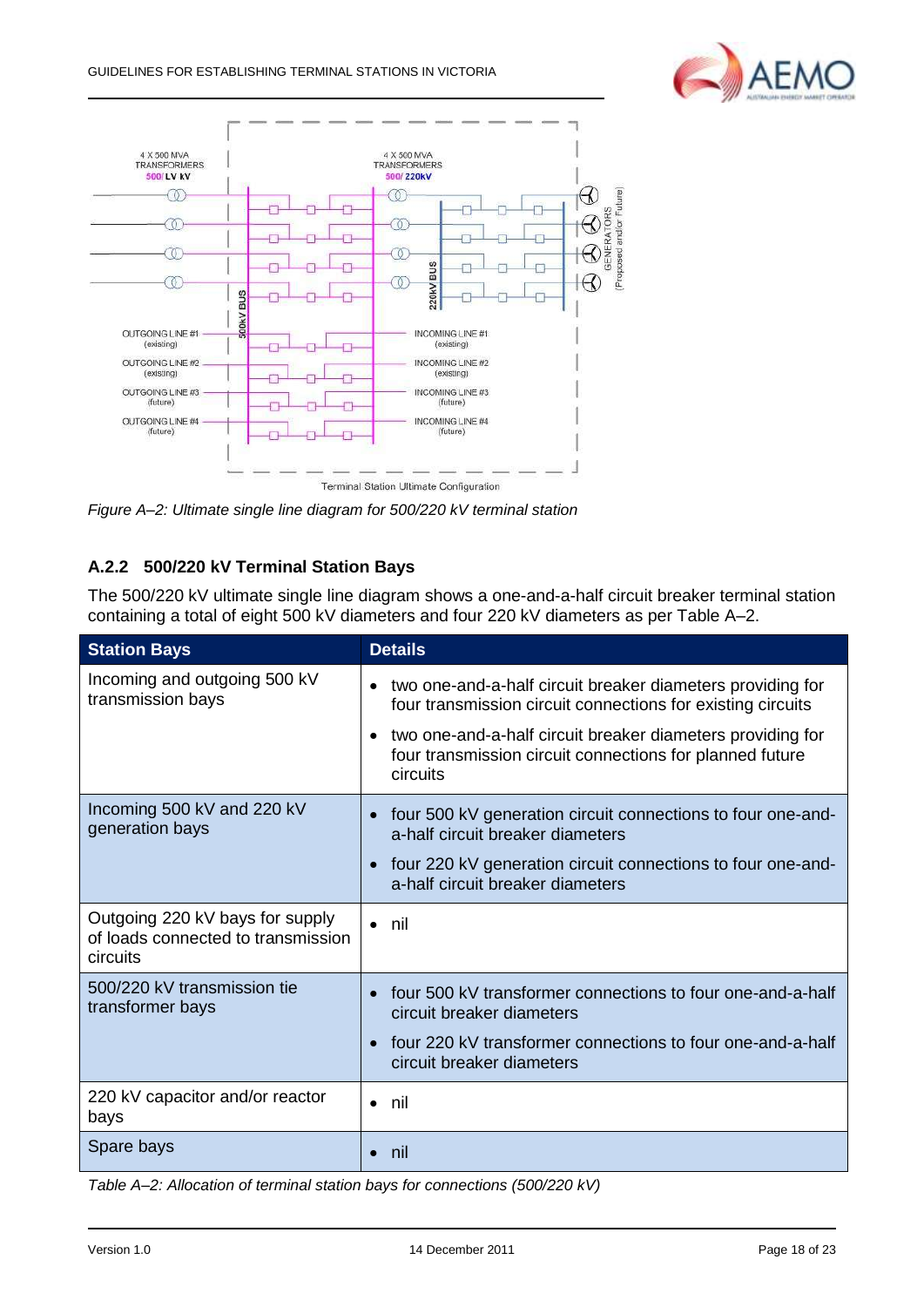*Figure A–2: Ultimate single line diagram for 500/220 kV terminal station*

### A.2.2 500/220 kV Terminal Station Bays

The 500/220 kV ultimate single line diagram shows a one-and-a-half circuit breaker terminal station containing a total of eight 500 kV diameters and four 220 kV diameters as per Table A–2.

| Station Bays | Details |
|---|---|
| Incoming and outgoing 500 kV transmission bays | • two one-and-a-half circuit breaker diameters providing for four transmission circuit connections for existing circuits<br>• two one-and-a-half circuit breaker diameters providing for four transmission circuit connections for planned future circuits |
| Incoming 500 kV and 220 kV generation bays | • four 500 kV generation circuit connections to four one-and-a-half circuit breaker diameters<br>• four 220 kV generation circuit connections to four one-and-a-half circuit breaker diameters |
| Outgoing 220 kV bays for supply of loads connected to transmission circuits | • nil |
| 500/220 kV transmission tie transformer bays | • four 500 kV transformer connections to four one-and-a-half circuit breaker diameters<br>• four 220 kV transformer connections to four one-and-a-half circuit breaker diameters |
| 220 kV capacitor and/or reactor bays | • nil |
| Spare bays | • nil |

*Table A–2: Allocation of terminal station bays for connections (500/220 kV)*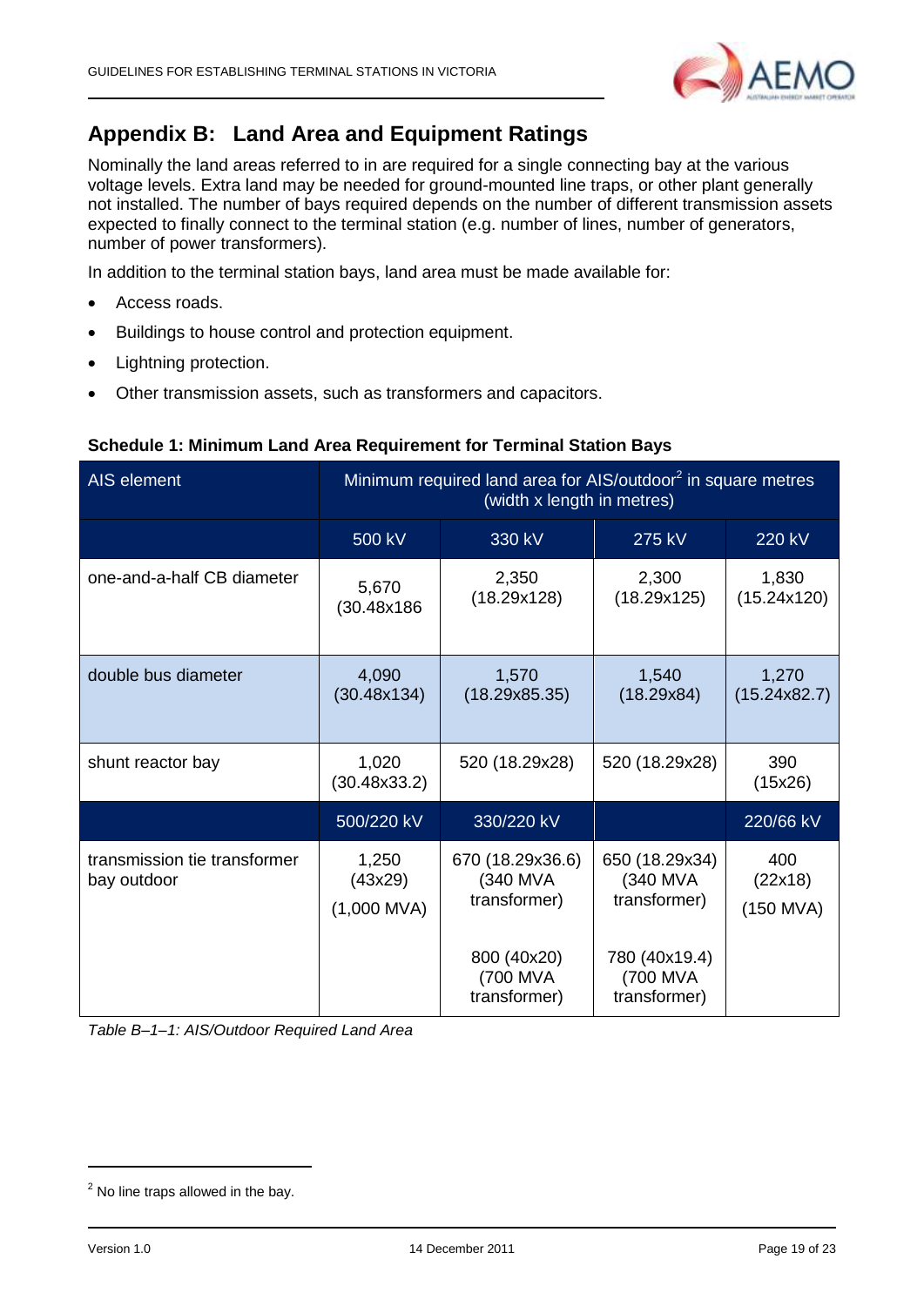## Appendix B: Land Area and Equipment Ratings

Nominally the land areas referred to in are required for a single connecting bay at the various voltage levels. Extra land may be needed for ground-mounted line traps, or other plant generally not installed. The number of bays required depends on the number of different transmission assets expected to finally connect to the terminal station (e.g. number of lines, number of generators, number of power transformers).

In addition to the terminal station bays, land area must be made available for:

- Access roads.
- Buildings to house control and protection equipment.
- Lightning protection.
- Other transmission assets, such as transformers and capacitors.

**Schedule 1: Minimum Land Area Requirement for Terminal Station Bays**

| AIS element | Minimum required land area for AIS/outdoor[2] in square metres (width x length in metres) | | | |
|---|---|---|---|---|
| | 500 kV | 330 kV | 275 kV | 220 kV |
| one-and-a-half CB diameter | 5,670 (30.48x186 | 2,350 (18.29x128) | 2,300 (18.29x125) | 1,830 (15.24x120) |
| double bus diameter | 4,090 (30.48x134) | 1,570 (18.29x85.35) | 1,540 (18.29x84) | 1,270 (15.24x82.7) |
| shunt reactor bay | 1,020 (30.48x33.2) | 520 (18.29x28) | 520 (18.29x28) | 390 (15x26) |
| | 500/220 kV | 330/220 kV | | 220/66 kV |
| transmission tie transformer bay outdoor | 1,250 (43x29) (1,000 MVA) | 670 (18.29x36.6) (340 MVA transformer)<br><br>800 (40x20) (700 MVA transformer) | 650 (18.29x34) (340 MVA transformer)<br><br>780 (40x19.4) (700 MVA transformer) | 400 (22x18) (150 MVA) |

*Table B–1–1: AIS/Outdoor Required Land Area*

[2] No line traps allowed in the bay.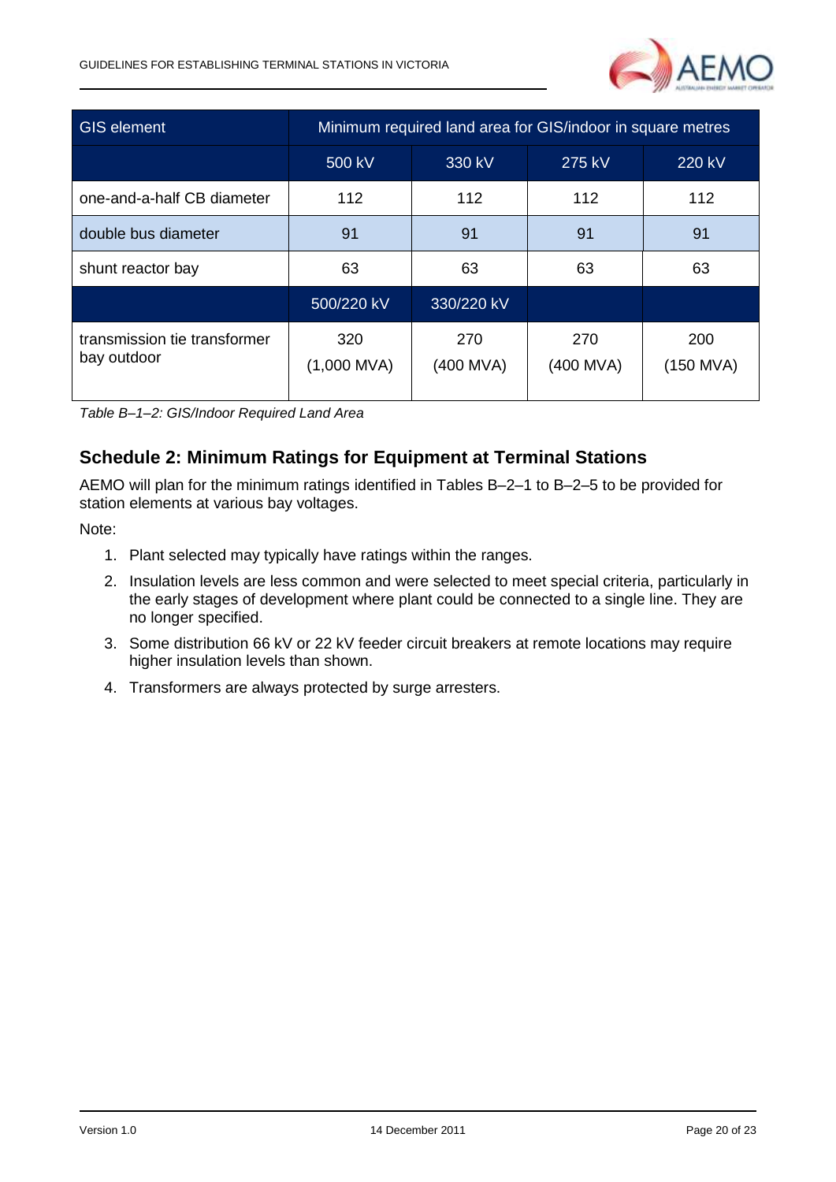| GIS element | Minimum required land area for GIS/indoor in square metres | | | |
|---|---|---|---|---|
| | 500 kV | 330 kV | 275 kV | 220 kV |
| one-and-a-half CB diameter | 112 | 112 | 112 | 112 |
| double bus diameter | 91 | 91 | 91 | 91 |
| shunt reactor bay | 63 | 63 | 63 | 63 |
| | 500/220 kV | 330/220 kV | | |
| transmission tie transformer bay outdoor | 320 (1,000 MVA) | 270 (400 MVA) | 270 (400 MVA) | 200 (150 MVA) |

*Table B–1–2: GIS/Indoor Required Land Area*

### Schedule 2: Minimum Ratings for Equipment at Terminal Stations

AEMO will plan for the minimum ratings identified in Tables B–2–1 to B–2–5 to be provided for station elements at various bay voltages.

Note:

1. Plant selected may typically have ratings within the ranges.
2. Insulation levels are less common and were selected to meet special criteria, particularly in the early stages of development where plant could be connected to a single line. They are no longer specified.
3. Some distribution 66 kV or 22 kV feeder circuit breakers at remote locations may require higher insulation levels than shown.
4. Transformers are always protected by surge arresters.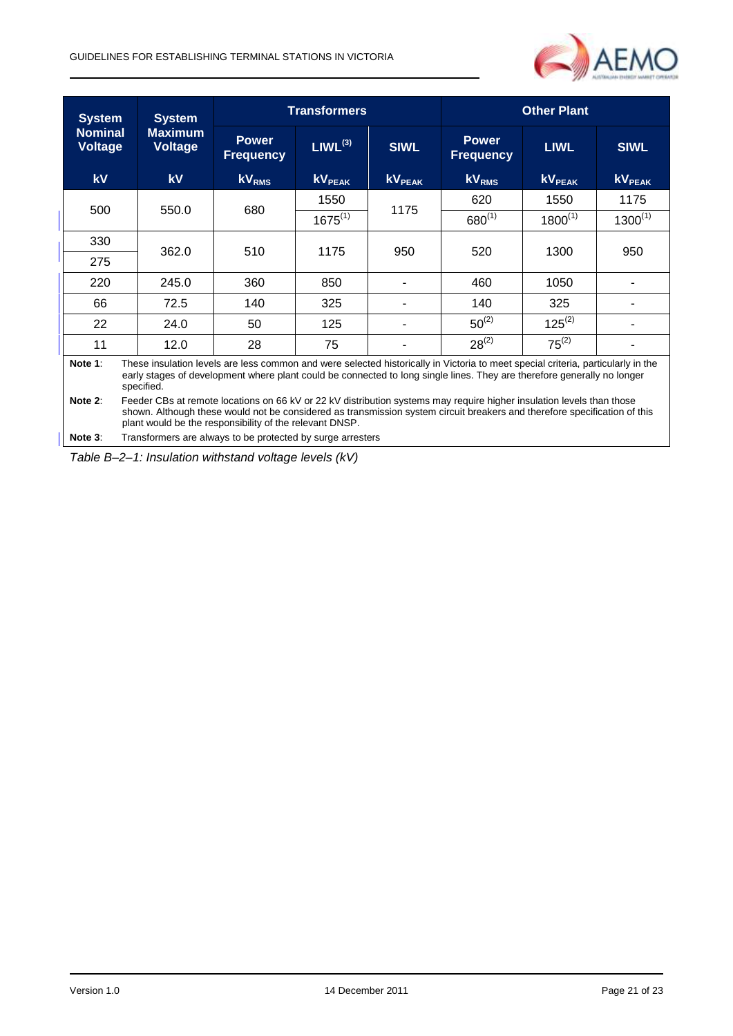| System Nominal Voltage | System Maximum Voltage | Transformers | | | Other Plant | | |
|---|---|---|---|---|---|---|---|
| | | Power Frequency | LIWL[3] | SIWL | Power Frequency | LIWL | SIWL |
| kV | kV | $kV_{RMS}$ | $kV_{PEAK}$ | $kV_{PEAK}$ | $kV_{RMS}$ | $kV_{PEAK}$ | $kV_{PEAK}$ |
| 500 | 550.0 | 680 | 1550 | 1175 | 620 | 1550 | 1175 |
| | | | 1675[1] | | 680[1] | 1800[1] | 1300[1] |
| 330 | 362.0 | 510 | 1175 | 950 | 520 | 1300 | 950 |
| 275 | | | | | | | |
| 220 | 245.0 | 360 | 850 | - | 460 | 1050 | - |
| 66 | 72.5 | 140 | 325 | - | 140 | 325 | - |
| 22 | 24.0 | 50 | 125 | - | 50[2] | 125[2] | - |
| 11 | 12.0 | 28 | 75 | - | 28[2] | 75[2] | - |

**Note 1**: These insulation levels are less common and were selected historically in Victoria to meet special criteria, particularly in the early stages of development where plant could be connected to long single lines. They are therefore generally no longer specified.

**Note 2**: Feeder CBs at remote locations on 66 kV or 22 kV distribution systems may require higher insulation levels than those shown. Although these would not be considered as transmission system circuit breakers and therefore specification of this plant would be the responsibility of the relevant DNSP.

**Note 3**: Transformers are always to be protected by surge arresters

*Table B–2–1: Insulation withstand voltage levels (kV)*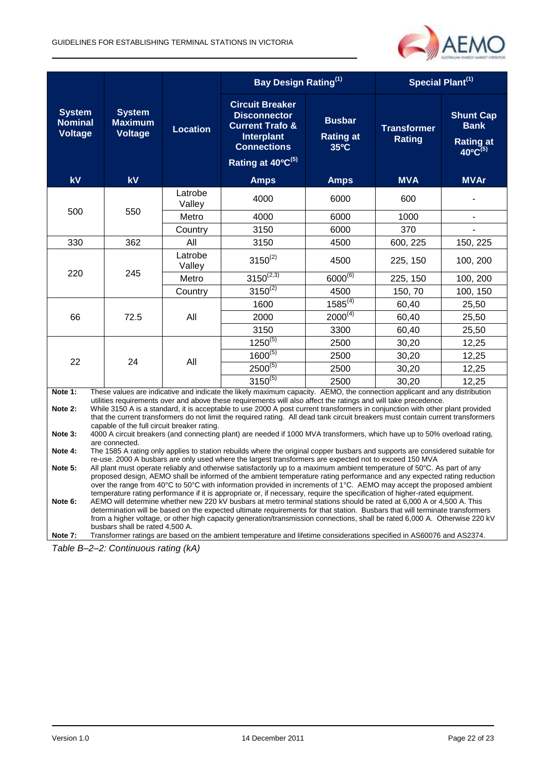| System Nominal Voltage | System Maximum Voltage | Location | Bay Design Rating[1] | | Special Plant[1] | |
|---|---|---|---|---|---|---|
| | | | Circuit Breaker Disconnector Current Trafo & Interplant Connections Rating at 40ºC[5] | Busbar Rating at 35ºC | Transformer Rating | Shunt Cap Bank Rating at 40ºC[5] |
| kV | kV | | Amps | Amps | MVA | MVAr |
| 500 | 550 | Latrobe Valley | 4000 | 6000 | 600 | - |
| | | Metro | 4000 | 6000 | 1000 | - |
| | | Country | 3150 | 6000 | 370 | - |
| 330 | 362 | All | 3150 | 4500 | 600, 225 | 150, 225 |
| 220 | 245 | Latrobe Valley | 3150[2] | 4500 | 225, 150 | 100, 200 |
| | | Metro | 3150[2,3] | 6000[6] | 225, 150 | 100, 200 |
| | | Country | 3150[2] | 4500 | 150, 70 | 100, 150 |
| 66 | 72.5 | All | 1600 | 1585[4] | 60,40 | 25,50 |
| | | | 2000 | 2000[4] | 60,40 | 25,50 |
| | | | 3150 | 3300 | 60,40 | 25,50 |
| 22 | 24 | All | 1250[5] | 2500 | 30,20 | 12,25 |
| | | | 1600[5] | 2500 | 30,20 | 12,25 |
| | | | 2500[5] | 2500 | 30,20 | 12,25 |
| | | | 3150[5] | 2500 | 30,20 | 12,25 |

**Note 1:** These values are indicative and indicate the likely maximum capacity. AEMO, the connection applicant and any distribution utilities requirements over and above these requirements will also affect the ratings and will take precedence.

**Note 2:** While 3150 A is a standard, it is acceptable to use 2000 A post current transformers in conjunction with other plant provided that the current transformers do not limit the required rating. All dead tank circuit breakers must contain current transformers capable of the full circuit breaker rating.

**Note 3:** 4000 A circuit breakers (and connecting plant) are needed if 1000 MVA transformers, which have up to 50% overload rating, are connected.

**Note 4:** The 1585 A rating only applies to station rebuilds where the original copper busbars and supports are considered suitable for re-use. 2000 A busbars are only used where the largest transformers are expected not to exceed 150 MVA

**Note 5:** All plant must operate reliably and otherwise satisfactorily up to a maximum ambient temperature of 50°C. As part of any proposed design, AEMO shall be informed of the ambient temperature rating performance and any expected rating reduction over the range from 40°C to 50°C with information provided in increments of 1°C. AEMO may accept the proposed ambient temperature rating performance if it is appropriate or, if necessary, require the specification of higher-rated equipment.

**Note 6:** AEMO will determine whether new 220 kV busbars at metro terminal stations should be rated at 6,000 A or 4,500 A. This determination will be based on the expected ultimate requirements for that station. Busbars that will terminate transformers from a higher voltage, or other high capacity generation/transmission connections, shall be rated 6,000 A. Otherwise 220 kV busbars shall be rated 4,500 A.

**Note 7:** Transformer ratings are based on the ambient temperature and lifetime considerations specified in AS60076 and AS2374.

*Table B–2–2: Continuous rating (kA)*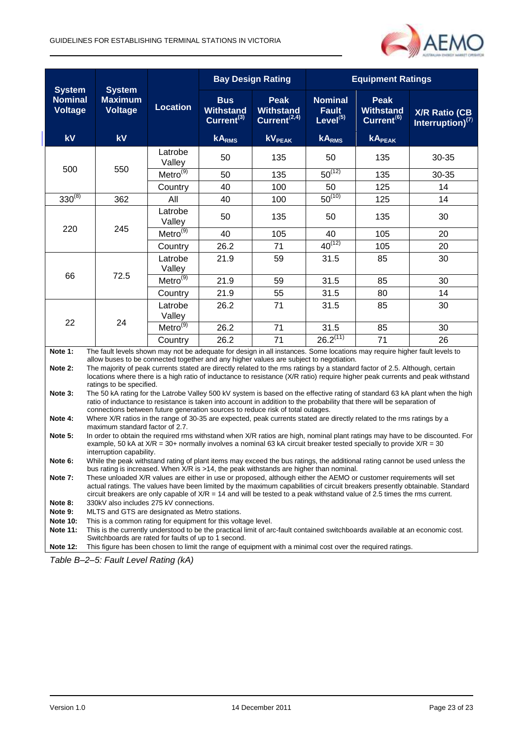| System Nominal Voltage | System Maximum Voltage | Location | Bay Design Rating | | Equipment Ratings | | |
|---|---|---|---|---|---|---|---|
| | | | Bus Withstand Current[3] | Peak Withstand Current[2,4] | Nominal Fault Level[5] | Peak Withstand Current[6] | X/R Ratio (CB Interruption)[7] |
| kV | kV | | $kA_{RMS}$ | $kV_{PEAK}$ | $kA_{RMS}$ | $kA_{PEAK}$ | |
| 500 | 550 | Latrobe Valley | 50 | 135 | 50 | 135 | 30-35 |
| | | Metro[9] | 50 | 135 | 50[12] | 135 | 30-35 |
| | | Country | 40 | 100 | 50 | 125 | 14 |
| 330[8] | 362 | All | 40 | 100 | 50[10] | 125 | 14 |
| 220 | 245 | Latrobe Valley | 50 | 135 | 50 | 135 | 30 |
| | | Metro[9] | 40 | 105 | 40 | 105 | 20 |
| | | Country | 26.2 | 71 | 40[12] | 105 | 20 |
| 66 | 72.5 | Latrobe Valley | 21.9 | 59 | 31.5 | 85 | 30 |
| | | Metro[9] | 21.9 | 59 | 31.5 | 85 | 30 |
| | | Country | 21.9 | 55 | 31.5 | 80 | 14 |
| 22 | 24 | Latrobe Valley | 26.2 | 71 | 31.5 | 85 | 30 |
| | | Metro[9] | 26.2 | 71 | 31.5 | 85 | 30 |
| | | Country | 26.2 | 71 | 26.2[11] | 71 | 26 |

**Note 1:** The fault levels shown may not be adequate for design in all instances. Some locations may require higher fault levels to allow buses to be connected together and any higher values are subject to negotiation.

**Note 2:** The majority of peak currents stated are directly related to the rms ratings by a standard factor of 2.5. Although, certain locations where there is a high ratio of inductance to resistance (X/R ratio) require higher peak currents and peak withstand ratings to be specified.

**Note 3:** The 50 kA rating for the Latrobe Valley 500 kV system is based on the effective rating of standard 63 kA plant when the high ratio of inductance to resistance is taken into account in addition to the probability that there will be separation of connections between future generation sources to reduce risk of total outages.

**Note 4:** Where X/R ratios in the range of 30-35 are expected, peak currents stated are directly related to the rms ratings by a maximum standard factor of 2.7.

**Note 5:** In order to obtain the required rms withstand when X/R ratios are high, nominal plant ratings may have to be discounted. For example, 50 kA at X/R = 30+ normally involves a nominal 63 kA circuit breaker tested specially to provide X/R = 30 interruption capability.

**Note 6:** While the peak withstand rating of plant items may exceed the bus ratings, the additional rating cannot be used unless the bus rating is increased. When X/R is >14, the peak withstands are higher than nominal.

**Note 7:** These unloaded X/R values are either in use or proposed, although either the AEMO or customer requirements will set actual ratings. The values have been limited by the maximum capabilities of circuit breakers presently obtainable. Standard circuit breakers are only capable of X/R = 14 and will be tested to a peak withstand value of 2.5 times the rms current.

**Note 8:** 330kV also includes 275 kV connections.

**Note 9:** MLTS and GTS are designated as Metro stations.

**Note 10:** This is a common rating for equipment for this voltage level.

**Note 11:** This is the currently understood to be the practical limit of arc-fault contained switchboards available at an economic cost. Switchboards are rated for faults of up to 1 second.

**Note 12:** This figure has been chosen to limit the range of equipment with a minimal cost over the required ratings.

*Table B–2–5: Fault Level Rating (kA)*